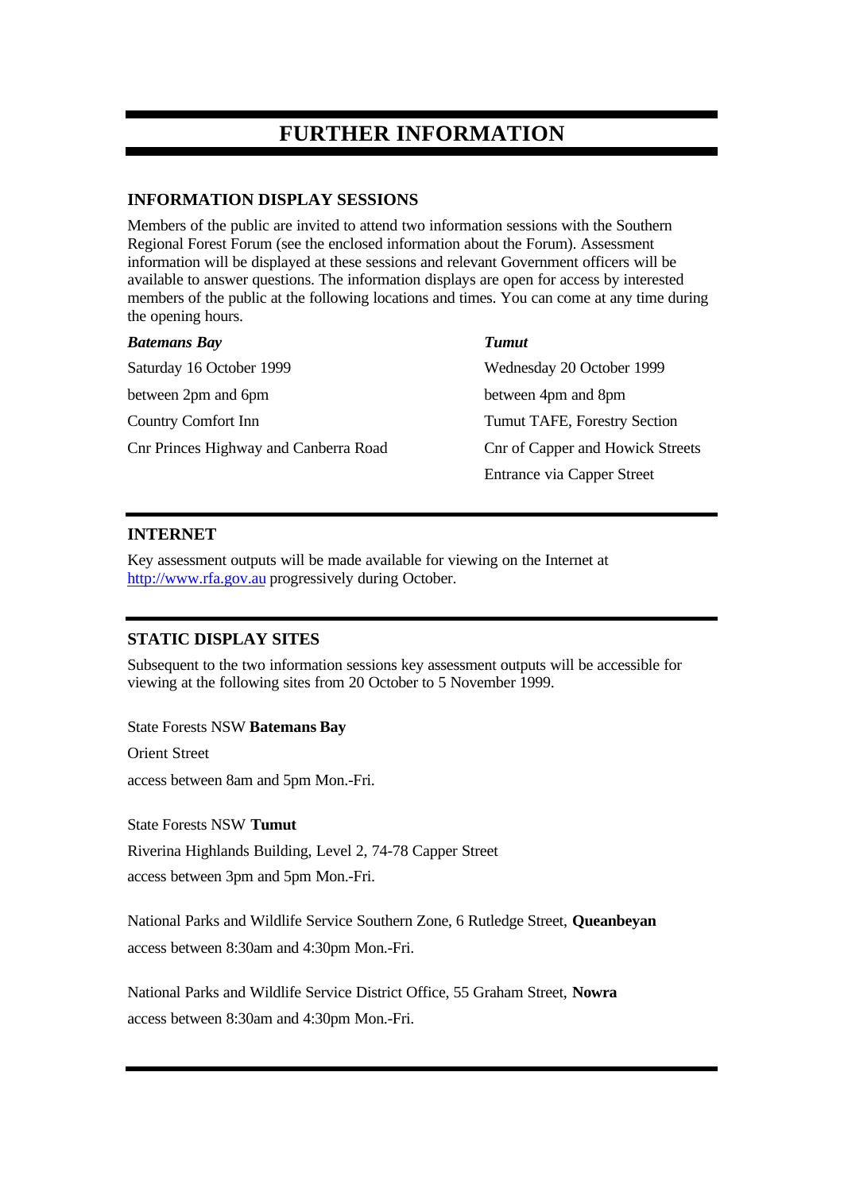# FURTHER INFORMATION

## INFORMATION DISPLAY SESSIONS

Members of the public are invited to attend two information sessions with the Southern Regional Forest Forum (see the enclosed information about the Forum). Assessment information will be displayed at these sessions and relevant Government officers will be available to answer questions. The information displays are open for access by interested members of the public at the following locations and times. You can come at any time during the opening hours.

***Batemans Bay***

Saturday 16 October 1999

between 2pm and 6pm

Country Comfort Inn

Cnr Princes Highway and Canberra Road

***Tumut***

Wednesday 20 October 1999

between 4pm and 8pm

Tumut TAFE, Forestry Section

Cnr of Capper and Howick Streets

Entrance via Capper Street

## INTERNET

Key assessment outputs will be made available for viewing on the Internet at http://www.rfa.gov.au progressively during October.

## STATIC DISPLAY SITES

Subsequent to the two information sessions key assessment outputs will be accessible for viewing at the following sites from 20 October to 5 November 1999.

State Forests NSW **Batemans Bay**

Orient Street

access between 8am and 5pm Mon.-Fri.

State Forests NSW **Tumut**

Riverina Highlands Building, Level 2, 74-78 Capper Street

access between 3pm and 5pm Mon.-Fri.

National Parks and Wildlife Service Southern Zone, 6 Rutledge Street, **Queanbeyan**

access between 8:30am and 4:30pm Mon.-Fri.

National Parks and Wildlife Service District Office, 55 Graham Street, **Nowra**

access between 8:30am and 4:30pm Mon.-Fri.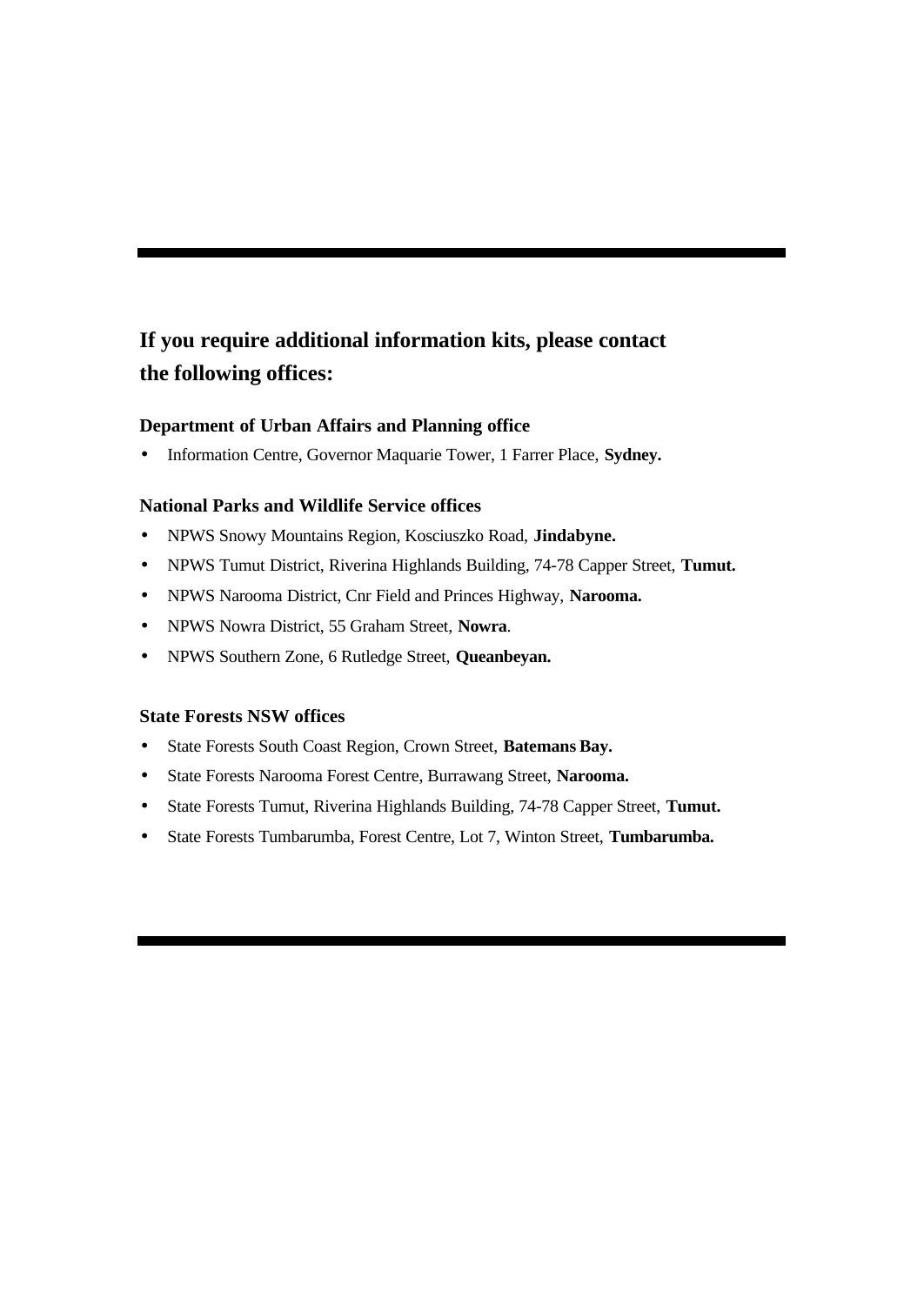## If you require additional information kits, please contact the following offices:

### Department of Urban Affairs and Planning office

- Information Centre, Governor Maquarie Tower, 1 Farrer Place, **Sydney.**

### National Parks and Wildlife Service offices

- NPWS Snowy Mountains Region, Kosciuszko Road, **Jindabyne.**
- NPWS Tumut District, Riverina Highlands Building, 74-78 Capper Street, **Tumut.**
- NPWS Narooma District, Cnr Field and Princes Highway, **Narooma.**
- NPWS Nowra District, 55 Graham Street, **Nowra**.
- NPWS Southern Zone, 6 Rutledge Street, **Queanbeyan.**

### State Forests NSW offices

- State Forests South Coast Region, Crown Street, **Batemans Bay.**
- State Forests Narooma Forest Centre, Burrawang Street, **Narooma.**
- State Forests Tumut, Riverina Highlands Building, 74-78 Capper Street, **Tumut.**
- State Forests Tumbarumba, Forest Centre, Lot 7, Winton Street, **Tumbarumba.**